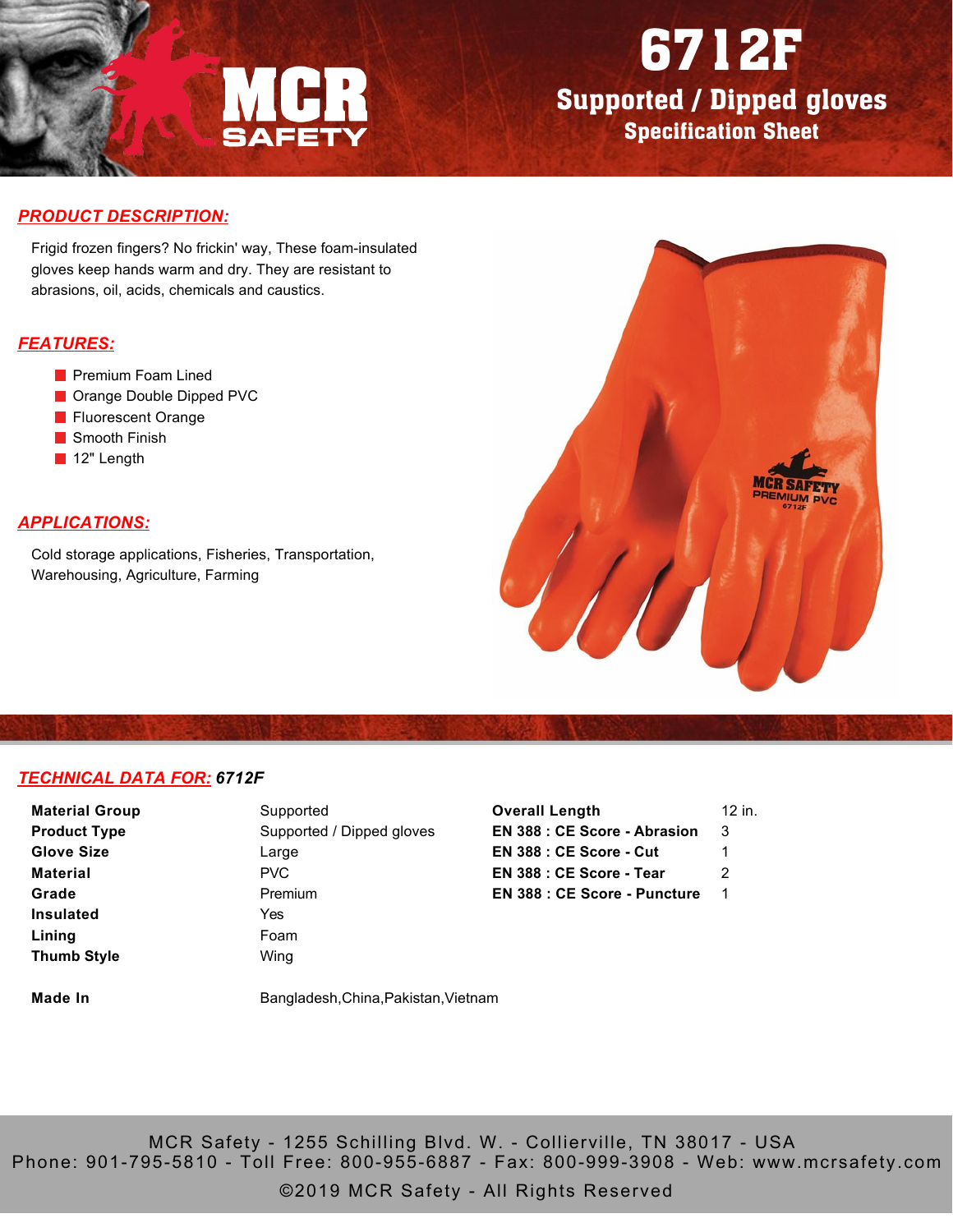# 6712F

## Supported / Dipped gloves

### Specification Sheet

## PRODUCT DESCRIPTION:

Frigid frozen fingers? No frickin' way, These foam-insulated gloves keep hands warm and dry. They are resistant to abrasions, oil, acids, chemicals and caustics.

## FEATURES:

- Premium Foam Lined
- Orange Double Dipped PVC
- Fluorescent Orange
- Smooth Finish
- 12" Length

## APPLICATIONS:

Cold storage applications, Fisheries, Transportation, Warehousing, Agriculture, Farming

## TECHNICAL DATA FOR: 6712F

| | | | |
|---|---|---|---|
| **Material Group** | Supported | **Overall Length** | 12 in. |
| **Product Type** | Supported / Dipped gloves | **EN 388 : CE Score - Abrasion** | 3 |
| **Glove Size** | Large | **EN 388 : CE Score - Cut** | 1 |
| **Material** | PVC | **EN 388 : CE Score - Tear** | 2 |
| **Grade** | Premium | **EN 388 : CE Score - Puncture** | 1 |
| **Insulated** | Yes | | |
| **Lining** | Foam | | |
| **Thumb Style** | Wing | | |
| **Made In** | Bangladesh,China,Pakistan,Vietnam | | |

MCR Safety - 1255 Schilling Blvd. W. - Collierville, TN 38017 - USA
Phone: 901-795-5810 - Toll Free: 800-955-6887 - Fax: 800-999-3908 - Web: www.mcrsafety.com
©2019 MCR Safety - All Rights Reserved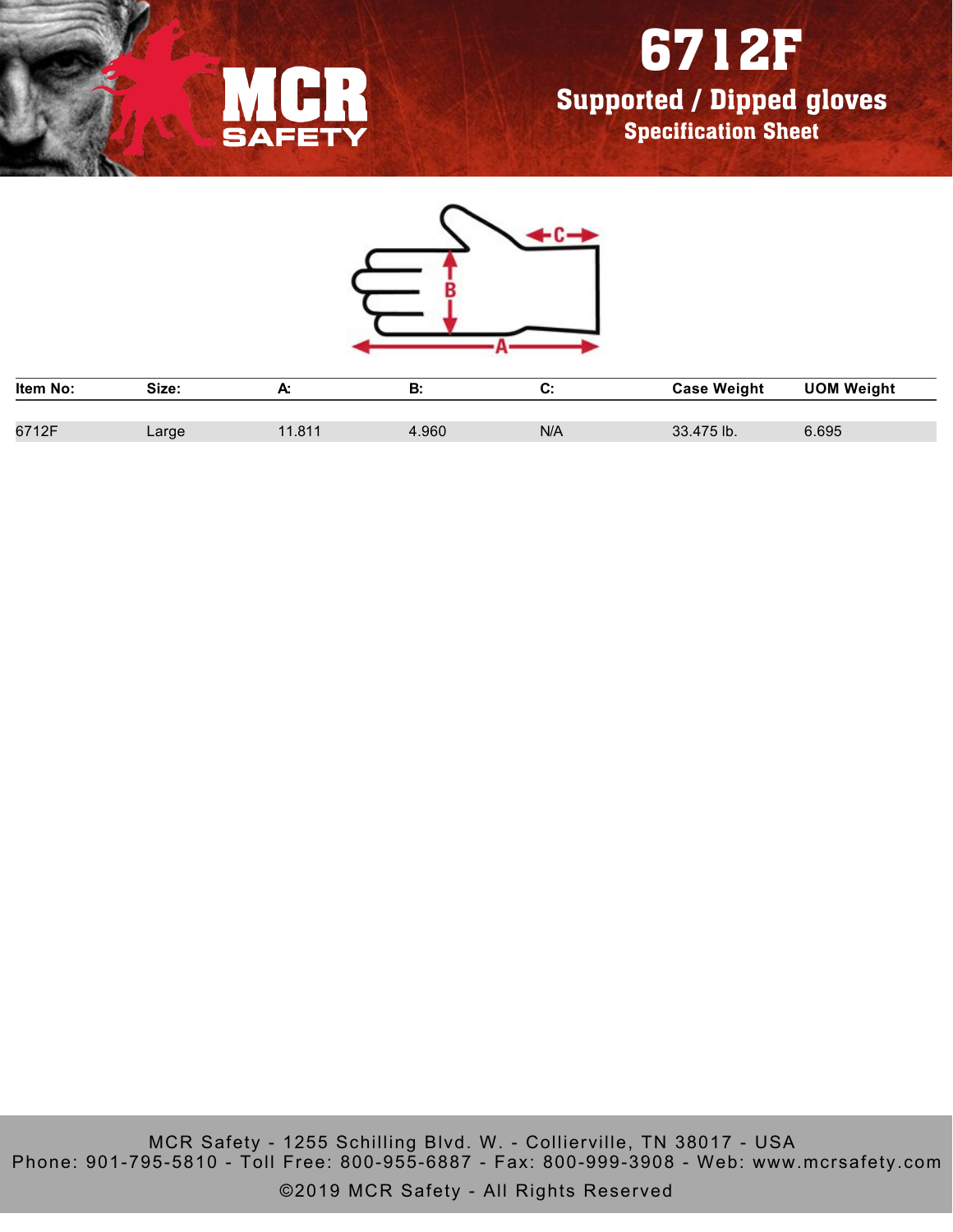# 6712F

## Supported / Dipped gloves

### Specification Sheet

| Item No: | Size: | A: | B: | C: | Case Weight | UOM Weight |
|---|---|---|---|---|---|---|
| 6712F | Large | 11.811 | 4.960 | N/A | 33.475 lb. | 6.695 |

MCR Safety - 1255 Schilling Blvd. W. - Collierville, TN 38017 - USA
Phone: 901-795-5810 - Toll Free: 800-955-6887 - Fax: 800-999-3908 - Web: www.mcrsafety.com

©2019 MCR Safety - All Rights Reserved